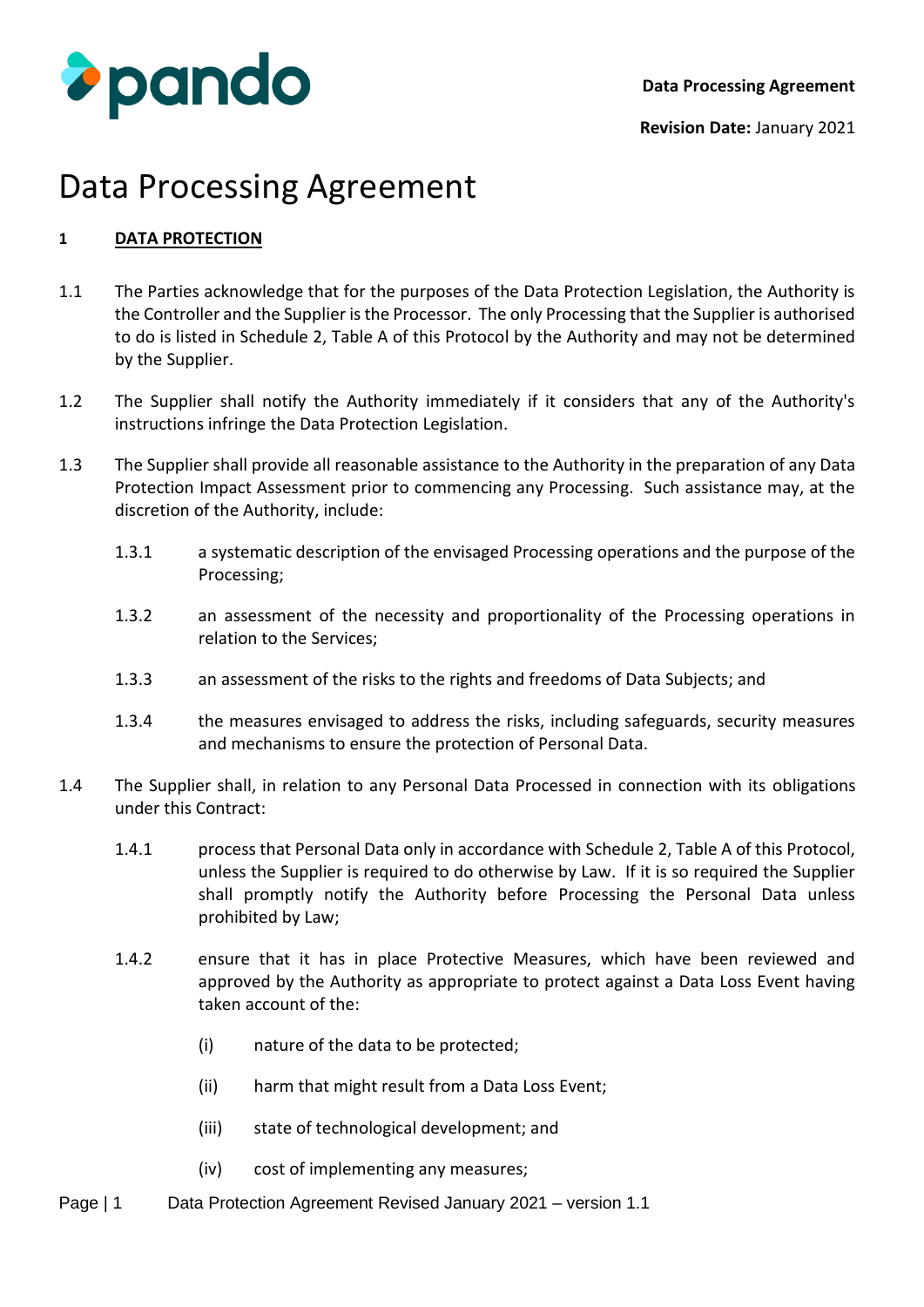# Data Processing Agreement

## 1 DATA PROTECTION

1.1 The Parties acknowledge that for the purposes of the Data Protection Legislation, the Authority is the Controller and the Supplier is the Processor. The only Processing that the Supplier is authorised to do is listed in Schedule 2, Table A of this Protocol by the Authority and may not be determined by the Supplier.

1.2 The Supplier shall notify the Authority immediately if it considers that any of the Authority's instructions infringe the Data Protection Legislation.

1.3 The Supplier shall provide all reasonable assistance to the Authority in the preparation of any Data Protection Impact Assessment prior to commencing any Processing. Such assistance may, at the discretion of the Authority, include:

1.3.1 a systematic description of the envisaged Processing operations and the purpose of the Processing;

1.3.2 an assessment of the necessity and proportionality of the Processing operations in relation to the Services;

1.3.3 an assessment of the risks to the rights and freedoms of Data Subjects; and

1.3.4 the measures envisaged to address the risks, including safeguards, security measures and mechanisms to ensure the protection of Personal Data.

1.4 The Supplier shall, in relation to any Personal Data Processed in connection with its obligations under this Contract:

1.4.1 process that Personal Data only in accordance with Schedule 2, Table A of this Protocol, unless the Supplier is required to do otherwise by Law. If it is so required the Supplier shall promptly notify the Authority before Processing the Personal Data unless prohibited by Law;

1.4.2 ensure that it has in place Protective Measures, which have been reviewed and approved by the Authority as appropriate to protect against a Data Loss Event having taken account of the:

(i) nature of the data to be protected;

(ii) harm that might result from a Data Loss Event;

(iii) state of technological development; and

(iv) cost of implementing any measures;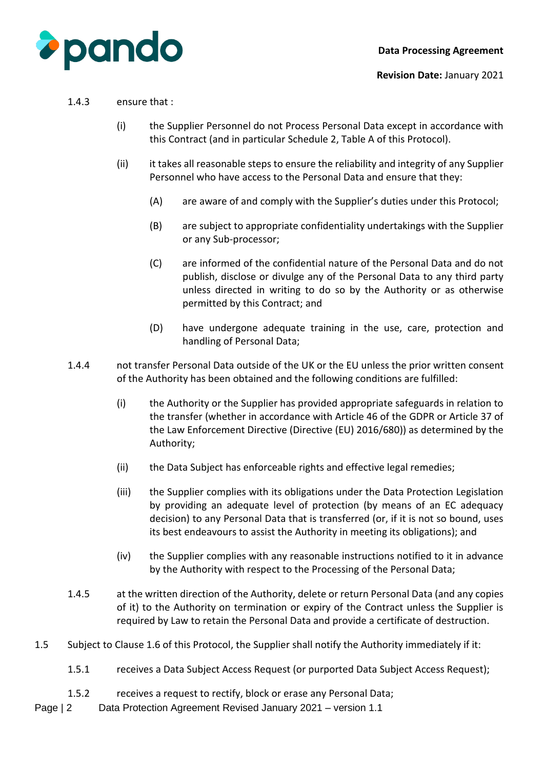1.4.3 ensure that :

(i) the Supplier Personnel do not Process Personal Data except in accordance with this Contract (and in particular Schedule 2, Table A of this Protocol).

(ii) it takes all reasonable steps to ensure the reliability and integrity of any Supplier Personnel who have access to the Personal Data and ensure that they:

(A) are aware of and comply with the Supplier's duties under this Protocol;

(B) are subject to appropriate confidentiality undertakings with the Supplier or any Sub-processor;

(C) are informed of the confidential nature of the Personal Data and do not publish, disclose or divulge any of the Personal Data to any third party unless directed in writing to do so by the Authority or as otherwise permitted by this Contract; and

(D) have undergone adequate training in the use, care, protection and handling of Personal Data;

1.4.4 not transfer Personal Data outside of the UK or the EU unless the prior written consent of the Authority has been obtained and the following conditions are fulfilled:

(i) the Authority or the Supplier has provided appropriate safeguards in relation to the transfer (whether in accordance with Article 46 of the GDPR or Article 37 of the Law Enforcement Directive (Directive (EU) 2016/680)) as determined by the Authority;

(ii) the Data Subject has enforceable rights and effective legal remedies;

(iii) the Supplier complies with its obligations under the Data Protection Legislation by providing an adequate level of protection (by means of an EC adequacy decision) to any Personal Data that is transferred (or, if it is not so bound, uses its best endeavours to assist the Authority in meeting its obligations); and

(iv) the Supplier complies with any reasonable instructions notified to it in advance by the Authority with respect to the Processing of the Personal Data;

1.4.5 at the written direction of the Authority, delete or return Personal Data (and any copies of it) to the Authority on termination or expiry of the Contract unless the Supplier is required by Law to retain the Personal Data and provide a certificate of destruction.

1.5 Subject to Clause 1.6 of this Protocol, the Supplier shall notify the Authority immediately if it:

1.5.1 receives a Data Subject Access Request (or purported Data Subject Access Request);

1.5.2 receives a request to rectify, block or erase any Personal Data;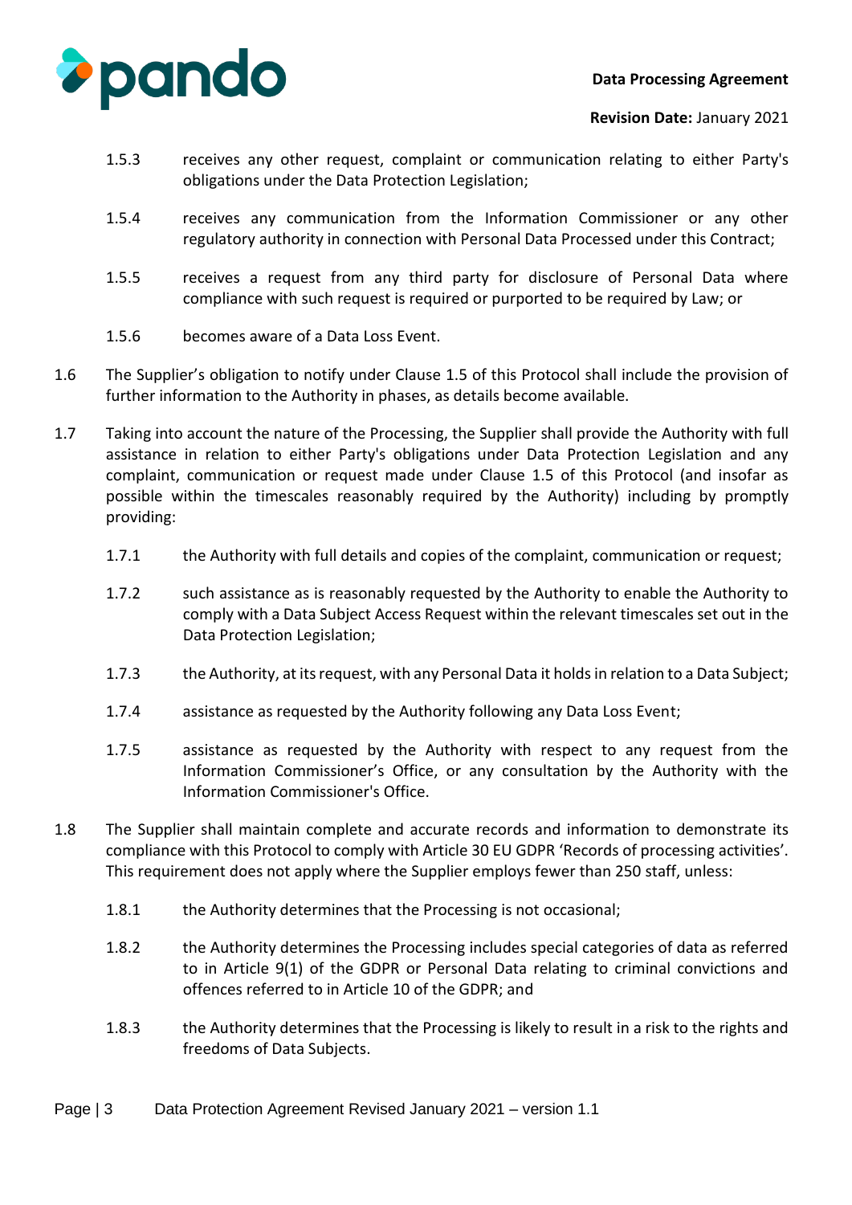1.5.3 receives any other request, complaint or communication relating to either Party's obligations under the Data Protection Legislation;

1.5.4 receives any communication from the Information Commissioner or any other regulatory authority in connection with Personal Data Processed under this Contract;

1.5.5 receives a request from any third party for disclosure of Personal Data where compliance with such request is required or purported to be required by Law; or

1.5.6 becomes aware of a Data Loss Event.

1.6 The Supplier's obligation to notify under Clause 1.5 of this Protocol shall include the provision of further information to the Authority in phases, as details become available.

1.7 Taking into account the nature of the Processing, the Supplier shall provide the Authority with full assistance in relation to either Party's obligations under Data Protection Legislation and any complaint, communication or request made under Clause 1.5 of this Protocol (and insofar as possible within the timescales reasonably required by the Authority) including by promptly providing:

1.7.1 the Authority with full details and copies of the complaint, communication or request;

1.7.2 such assistance as is reasonably requested by the Authority to enable the Authority to comply with a Data Subject Access Request within the relevant timescales set out in the Data Protection Legislation;

1.7.3 the Authority, at its request, with any Personal Data it holds in relation to a Data Subject;

1.7.4 assistance as requested by the Authority following any Data Loss Event;

1.7.5 assistance as requested by the Authority with respect to any request from the Information Commissioner's Office, or any consultation by the Authority with the Information Commissioner's Office.

1.8 The Supplier shall maintain complete and accurate records and information to demonstrate its compliance with this Protocol to comply with Article 30 EU GDPR 'Records of processing activities'. This requirement does not apply where the Supplier employs fewer than 250 staff, unless:

1.8.1 the Authority determines that the Processing is not occasional;

1.8.2 the Authority determines the Processing includes special categories of data as referred to in Article 9(1) of the GDPR or Personal Data relating to criminal convictions and offences referred to in Article 10 of the GDPR; and

1.8.3 the Authority determines that the Processing is likely to result in a risk to the rights and freedoms of Data Subjects.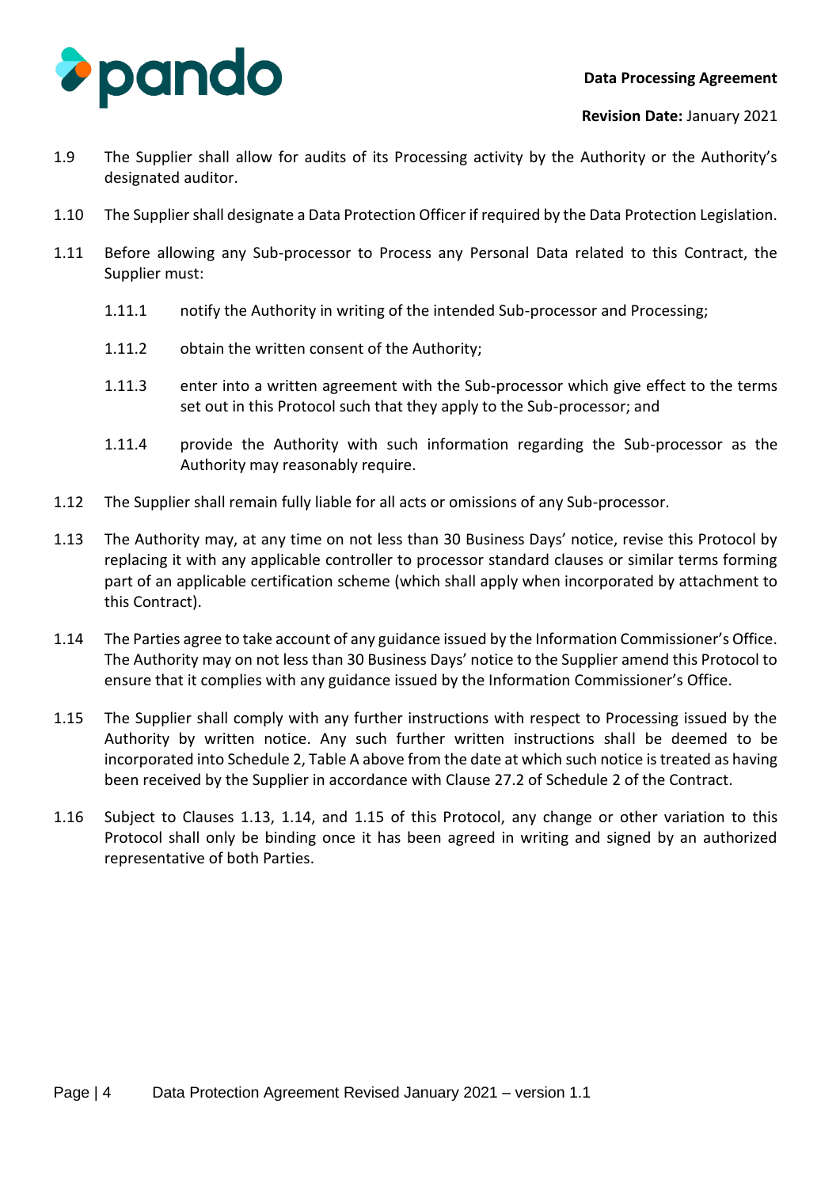1.9 The Supplier shall allow for audits of its Processing activity by the Authority or the Authority's designated auditor.

1.10 The Supplier shall designate a Data Protection Officer if required by the Data Protection Legislation.

1.11 Before allowing any Sub-processor to Process any Personal Data related to this Contract, the Supplier must:

   1.11.1 notify the Authority in writing of the intended Sub-processor and Processing;

   1.11.2 obtain the written consent of the Authority;

   1.11.3 enter into a written agreement with the Sub-processor which give effect to the terms set out in this Protocol such that they apply to the Sub-processor; and

   1.11.4 provide the Authority with such information regarding the Sub-processor as the Authority may reasonably require.

1.12 The Supplier shall remain fully liable for all acts or omissions of any Sub-processor.

1.13 The Authority may, at any time on not less than 30 Business Days' notice, revise this Protocol by replacing it with any applicable controller to processor standard clauses or similar terms forming part of an applicable certification scheme (which shall apply when incorporated by attachment to this Contract).

1.14 The Parties agree to take account of any guidance issued by the Information Commissioner's Office. The Authority may on not less than 30 Business Days' notice to the Supplier amend this Protocol to ensure that it complies with any guidance issued by the Information Commissioner's Office.

1.15 The Supplier shall comply with any further instructions with respect to Processing issued by the Authority by written notice. Any such further written instructions shall be deemed to be incorporated into Schedule 2, Table A above from the date at which such notice is treated as having been received by the Supplier in accordance with Clause 27.2 of Schedule 2 of the Contract.

1.16 Subject to Clauses 1.13, 1.14, and 1.15 of this Protocol, any change or other variation to this Protocol shall only be binding once it has been agreed in writing and signed by an authorized representative of both Parties.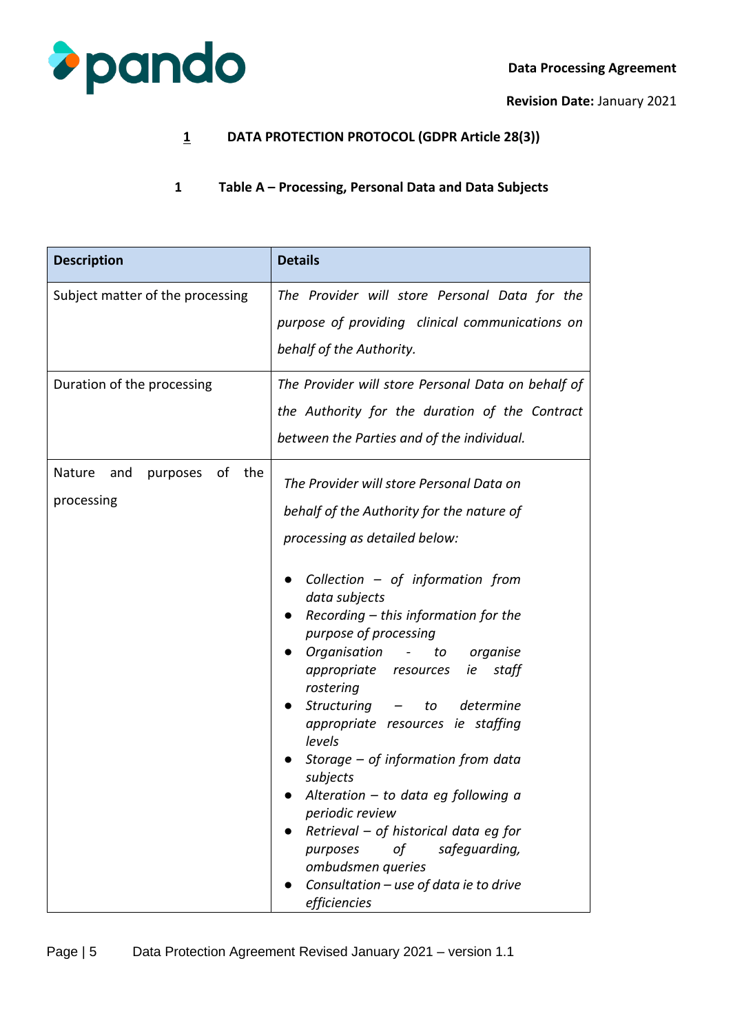## 1 DATA PROTECTION PROTOCOL (GDPR Article 28(3))

### 1 Table A – Processing, Personal Data and Data Subjects

| **Description** | **Details** |
|---|---|
| Subject matter of the processing | *The Provider will store Personal Data for the purpose of providing clinical communications on behalf of the Authority.* |
| Duration of the processing | *The Provider will store Personal Data on behalf of the Authority for the duration of the Contract between the Parties and of the individual.* |
| Nature and purposes of the processing | *The Provider will store Personal Data on behalf of the Authority for the nature of processing as detailed below:*<br><br>● *Collection – of information from data subjects*<br>● *Recording – this information for the purpose of processing*<br>● *Organisation - to organise appropriate resources ie staff rostering*<br>● *Structuring – to determine appropriate resources ie staffing levels*<br>● *Storage – of information from data subjects*<br>● *Alteration – to data eg following a periodic review*<br>● *Retrieval – of historical data eg for purposes of safeguarding, ombudsmen queries*<br>● *Consultation – use of data ie to drive efficiencies* |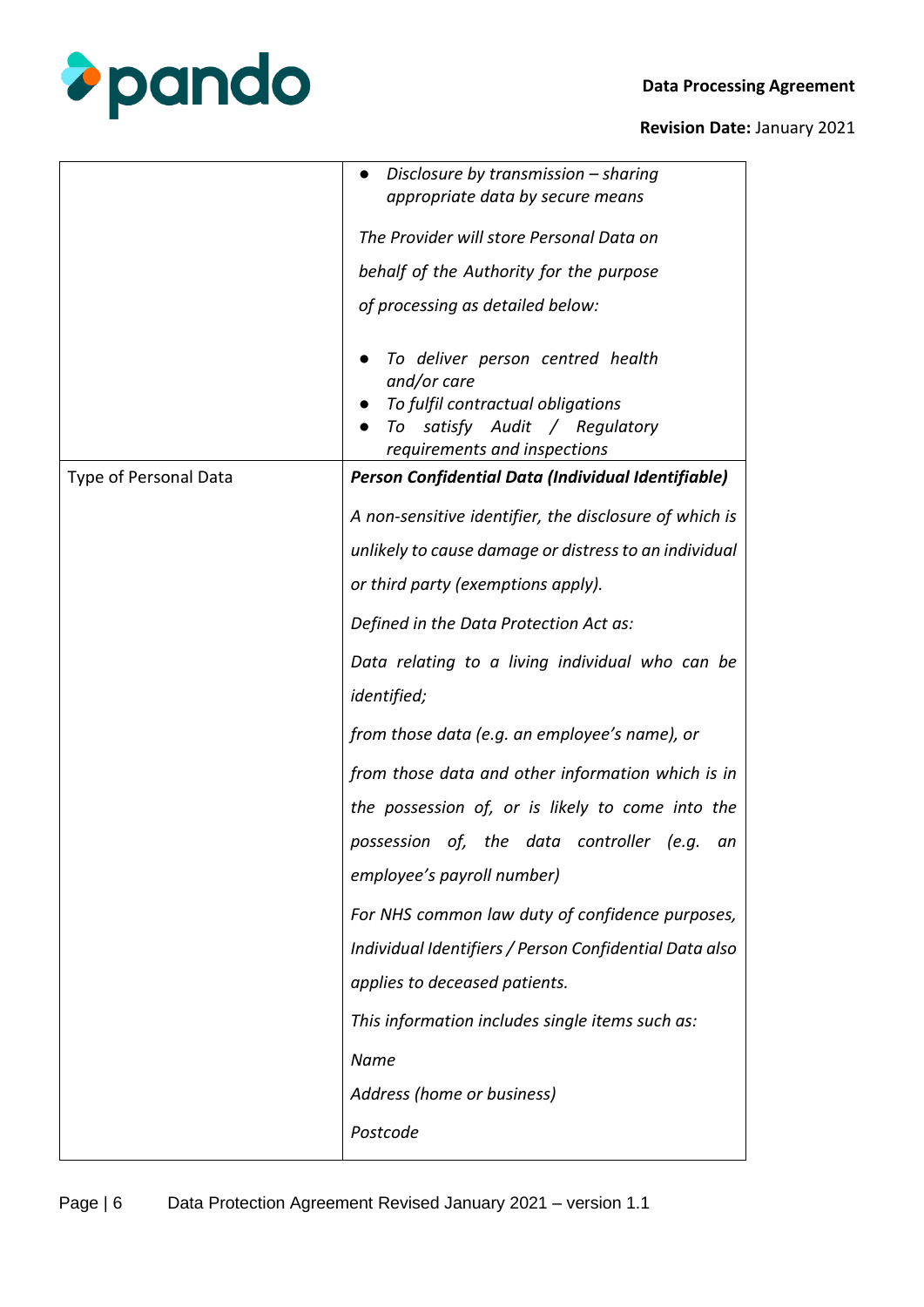| | |
|---|---|
| | • *Disclosure by transmission – sharing appropriate data by secure means*<br><br>*The Provider will store Personal Data on behalf of the Authority for the purpose of processing as detailed below:*<br><br>• *To deliver person centred health and/or care*<br>• *To fulfil contractual obligations*<br>• *To satisfy Audit / Regulatory requirements and inspections* |
| Type of Personal Data | ***Person Confidential Data (Individual Identifiable)***<br><br>*A non-sensitive identifier, the disclosure of which is unlikely to cause damage or distress to an individual or third party (exemptions apply).*<br><br>*Defined in the Data Protection Act as:*<br><br>*Data relating to a living individual who can be identified;*<br><br>*from those data (e.g. an employee's name), or*<br><br>*from those data and other information which is in the possession of, or is likely to come into the possession of, the data controller (e.g. an employee's payroll number)*<br><br>*For NHS common law duty of confidence purposes, Individual Identifiers / Person Confidential Data also applies to deceased patients.*<br><br>*This information includes single items such as:*<br><br>*Name*<br><br>*Address (home or business)*<br><br>*Postcode* |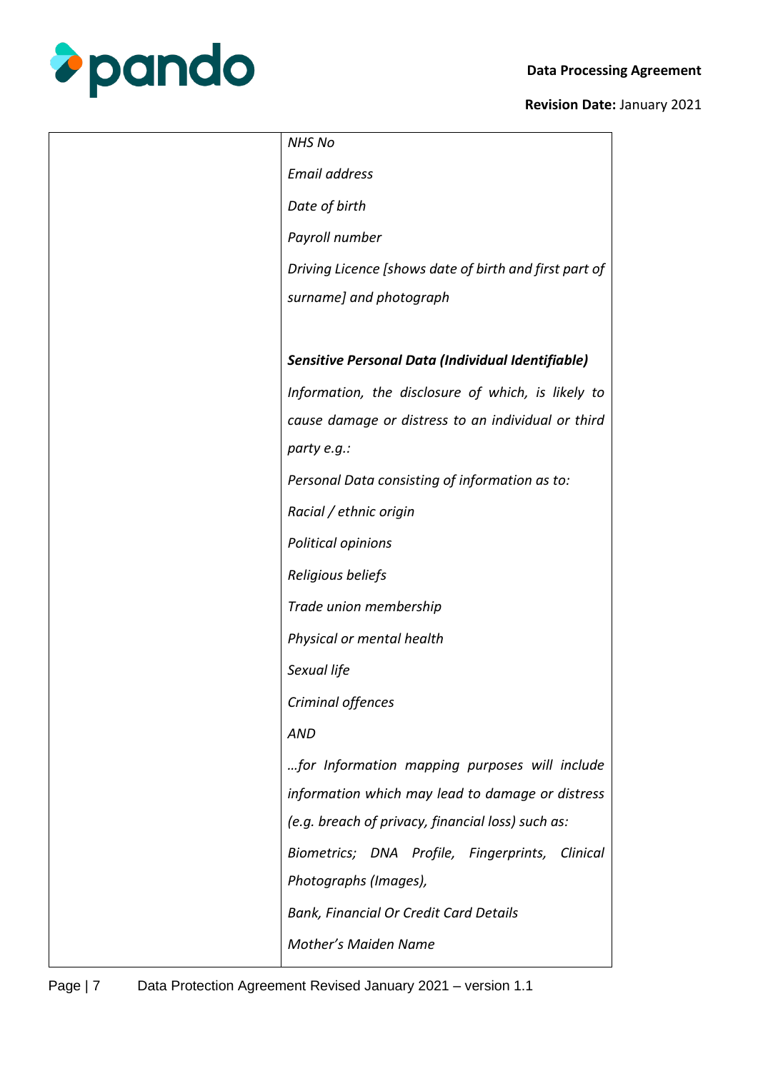| | *NHS No*<br>*Email address*<br>*Date of birth*<br>*Payroll number*<br>*Driving Licence [shows date of birth and first part of surname] and photograph*<br><br>***Sensitive Personal Data (Individual Identifiable)***<br>*Information, the disclosure of which, is likely to cause damage or distress to an individual or third party e.g.:*<br>*Personal Data consisting of information as to:*<br>*Racial / ethnic origin*<br>*Political opinions*<br>*Religious beliefs*<br>*Trade union membership*<br>*Physical or mental health*<br>*Sexual life*<br>*Criminal offences*<br>*AND*<br>*…for Information mapping purposes will include information which may lead to damage or distress (e.g. breach of privacy, financial loss) such as:*<br>*Biometrics; DNA Profile, Fingerprints, Clinical Photographs (Images),*<br>*Bank, Financial Or Credit Card Details*<br>*Mother's Maiden Name* |
|---|---|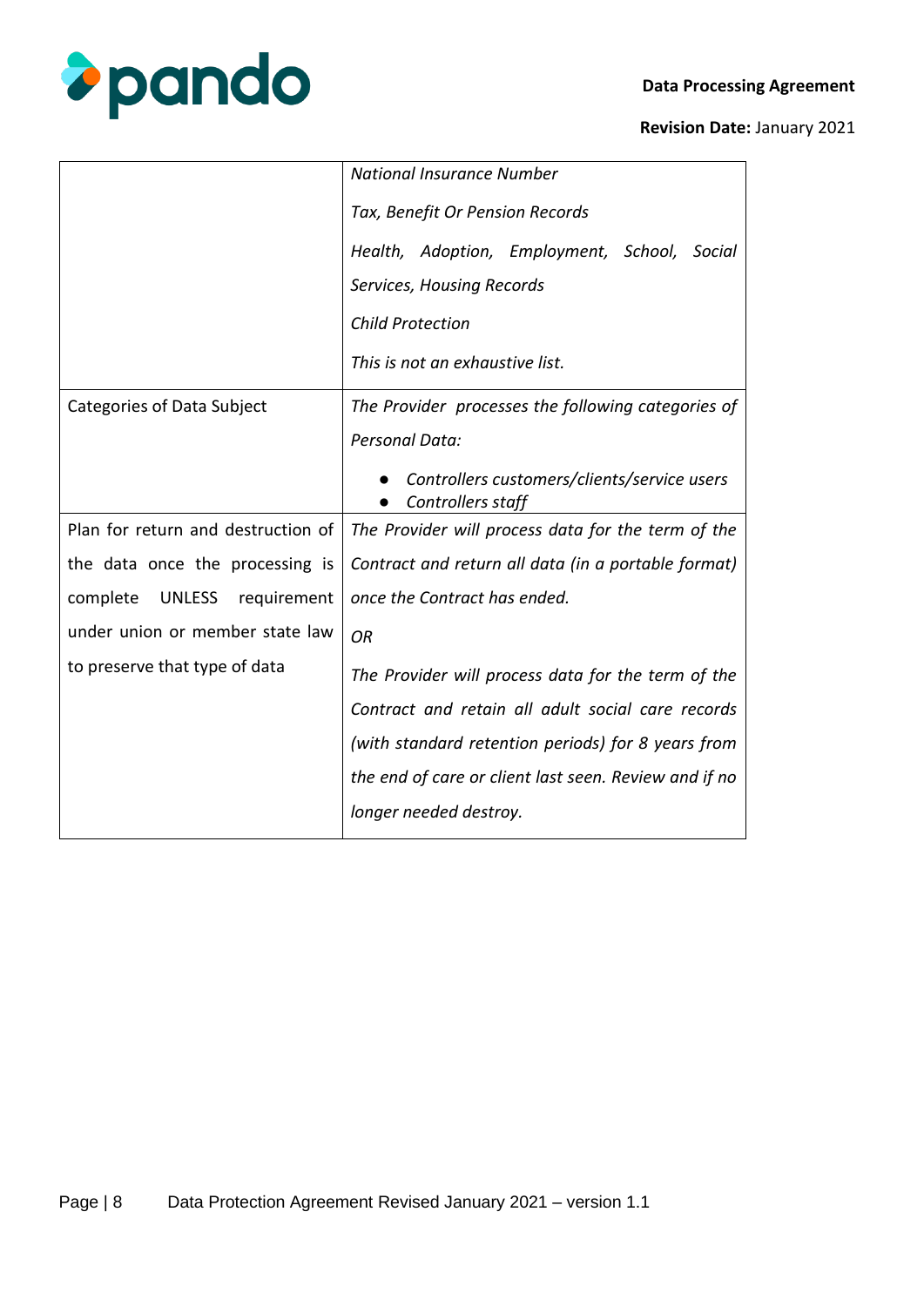| | |
|---|---|
| | *National Insurance Number*<br>*Tax, Benefit Or Pension Records*<br>*Health, Adoption, Employment, School, Social Services, Housing Records*<br>*Child Protection*<br>*This is not an exhaustive list.* |
| Categories of Data Subject | *The Provider processes the following categories of Personal Data:*<br>● *Controllers customers/clients/service users*<br>● *Controllers staff* |
| Plan for return and destruction of the data once the processing is complete UNLESS requirement under union or member state law to preserve that type of data | *The Provider will process data for the term of the Contract and return all data (in a portable format) once the Contract has ended.*<br>*OR*<br>*The Provider will process data for the term of the Contract and retain all adult social care records (with standard retention periods) for 8 years from the end of care or client last seen. Review and if no longer needed destroy.* |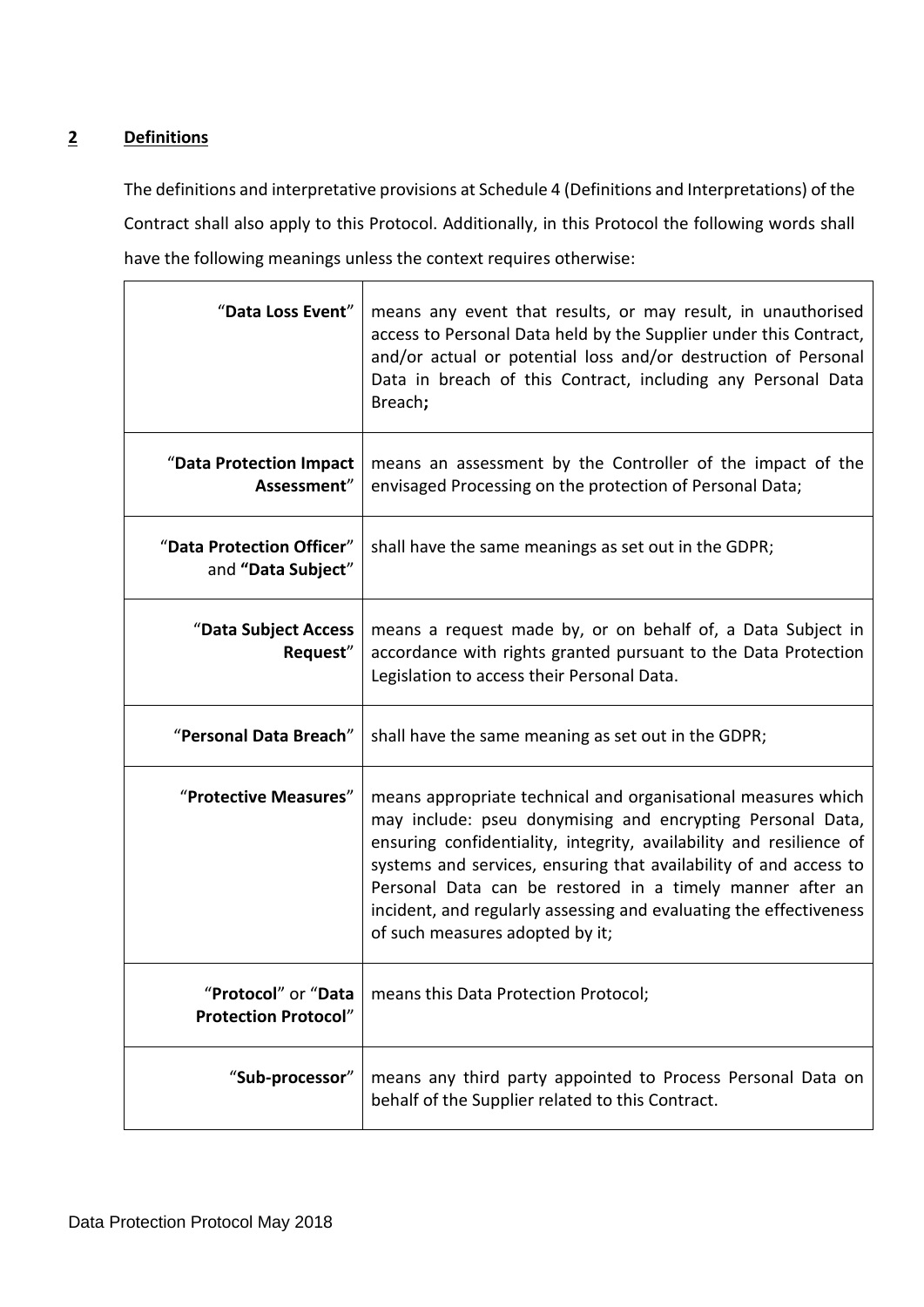## **2 Definitions**

The definitions and interpretative provisions at Schedule 4 (Definitions and Interpretations) of the Contract shall also apply to this Protocol. Additionally, in this Protocol the following words shall have the following meanings unless the context requires otherwise:

| | |
|---|---|
| "**Data Loss Event**" | means any event that results, or may result, in unauthorised access to Personal Data held by the Supplier under this Contract, and/or actual or potential loss and/or destruction of Personal Data in breach of this Contract, including any Personal Data Breach**;** |
| "**Data Protection Impact Assessment**" | means an assessment by the Controller of the impact of the envisaged Processing on the protection of Personal Data; |
| "**Data Protection Officer**" and **"Data Subject**" | shall have the same meanings as set out in the GDPR; |
| "**Data Subject Access Request**" | means a request made by, or on behalf of, a Data Subject in accordance with rights granted pursuant to the Data Protection Legislation to access their Personal Data. |
| "**Personal Data Breach**" | shall have the same meaning as set out in the GDPR; |
| "**Protective Measures**" | means appropriate technical and organisational measures which may include: pseu donymising and encrypting Personal Data, ensuring confidentiality, integrity, availability and resilience of systems and services, ensuring that availability of and access to Personal Data can be restored in a timely manner after an incident, and regularly assessing and evaluating the effectiveness of such measures adopted by it; |
| "**Protocol**" or "**Data Protection Protocol**" | means this Data Protection Protocol; |
| "**Sub-processor**" | means any third party appointed to Process Personal Data on behalf of the Supplier related to this Contract. |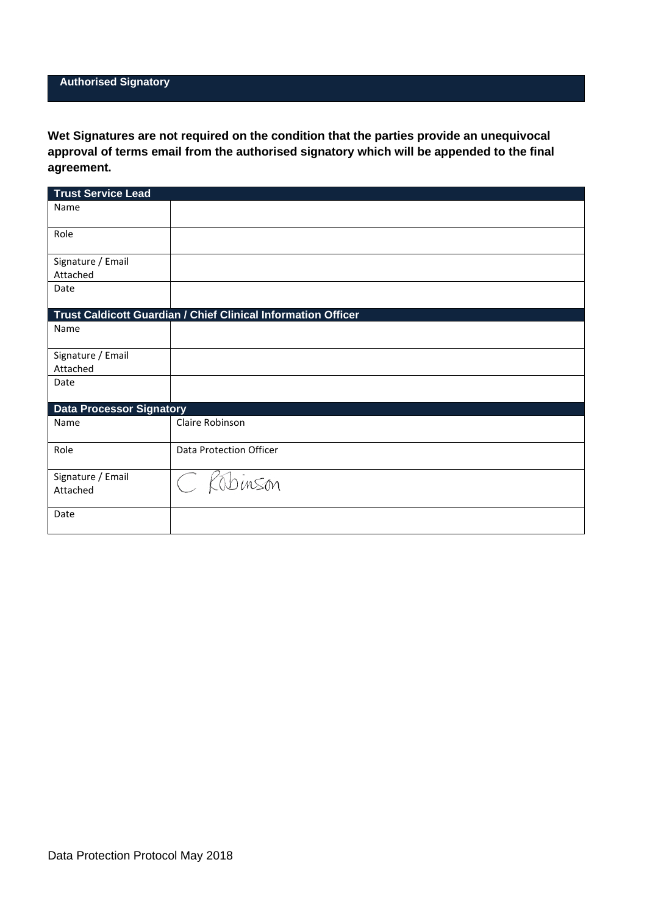## Authorised Signatory

**Wet Signatures are not required on the condition that the parties provide an unequivocal approval of terms email from the authorised signatory which will be appended to the final agreement.**

| **Trust Service Lead** | |
|---|---|
| Name | |
| Role | |
| Signature / Email Attached | |
| Date | |
| **Trust Caldicott Guardian / Chief Clinical Information Officer** | |
| Name | |
| Signature / Email Attached | |
| Date | |
| **Data Processor Signatory** | |
| Name | Claire Robinson |
| Role | Data Protection Officer |
| Signature / Email Attached | C Robinson |
| Date | |

Data Protection Protocol May 2018